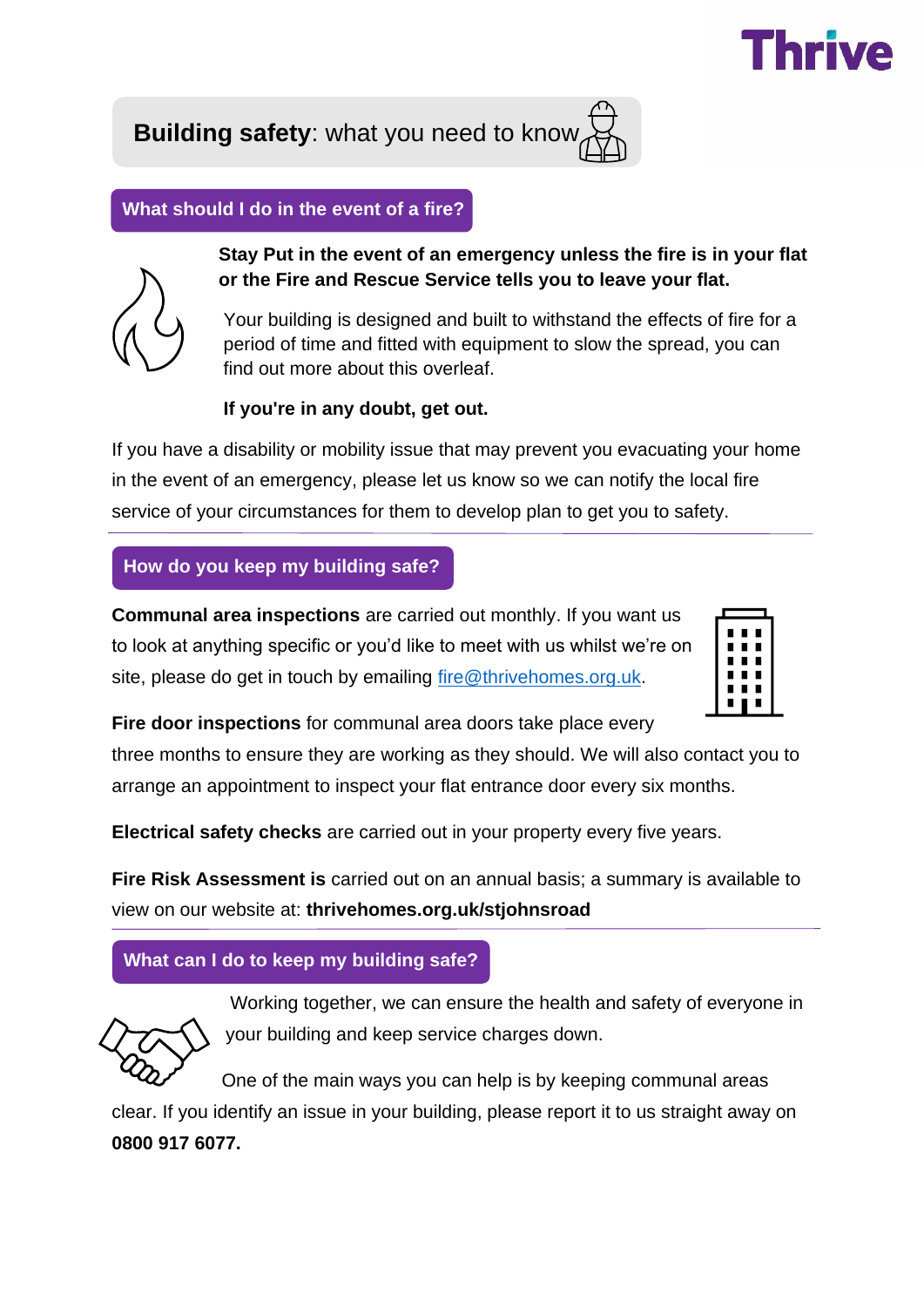Thrive

# **Building safety**: what you need to know

## What should I do in the event of a fire?

**Stay Put in the event of an emergency unless the fire is in your flat or the Fire and Rescue Service tells you to leave your flat.**

Your building is designed and built to withstand the effects of fire for a period of time and fitted with equipment to slow the spread, you can find out more about this overleaf.

**If you're in any doubt, get out.**

If you have a disability or mobility issue that may prevent you evacuating your home in the event of an emergency, please let us know so we can notify the local fire service of your circumstances for them to develop plan to get you to safety.

## How do you keep my building safe?

**Communal area inspections** are carried out monthly. If you want us to look at anything specific or you'd like to meet with us whilst we're on site, please do get in touch by emailing fire@thrivehomes.org.uk.

**Fire door inspections** for communal area doors take place every three months to ensure they are working as they should. We will also contact you to arrange an appointment to inspect your flat entrance door every six months.

**Electrical safety checks** are carried out in your property every five years.

**Fire Risk Assessment is** carried out on an annual basis; a summary is available to view on our website at: **thrivehomes.org.uk/stjohnsroad**

## What can I do to keep my building safe?

Working together, we can ensure the health and safety of everyone in your building and keep service charges down.

One of the main ways you can help is by keeping communal areas clear. If you identify an issue in your building, please report it to us straight away on **0800 917 6077.**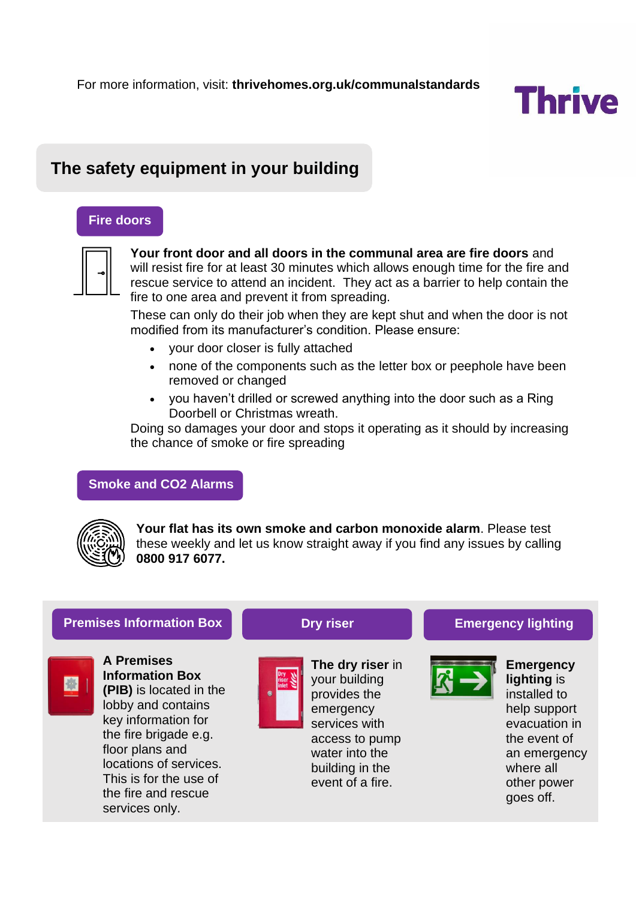For more information, visit: **thrivehomes.org.uk/communalstandards**

# The safety equipment in your building

## Fire doors

**Your front door and all doors in the communal area are fire doors** and will resist fire for at least 30 minutes which allows enough time for the fire and rescue service to attend an incident. They act as a barrier to help contain the fire to one area and prevent it from spreading.

These can only do their job when they are kept shut and when the door is not modified from its manufacturer's condition. Please ensure:

- your door closer is fully attached
- none of the components such as the letter box or peephole have been removed or changed
- you haven't drilled or screwed anything into the door such as a Ring Doorbell or Christmas wreath.

Doing so damages your door and stops it operating as it should by increasing the chance of smoke or fire spreading

## Smoke and CO2 Alarms

**Your flat has its own smoke and carbon monoxide alarm**. Please test these weekly and let us know straight away if you find any issues by calling **0800 917 6077.**

## Premises Information Box

**A Premises Information Box (PIB)** is located in the lobby and contains key information for the fire brigade e.g. floor plans and locations of services. This is for the use of the fire and rescue services only.

## Dry riser

**The dry riser** in your building provides the emergency services with access to pump water into the building in the event of a fire.

## Emergency lighting

**Emergency lighting** is installed to help support evacuation in the event of an emergency where all other power goes off.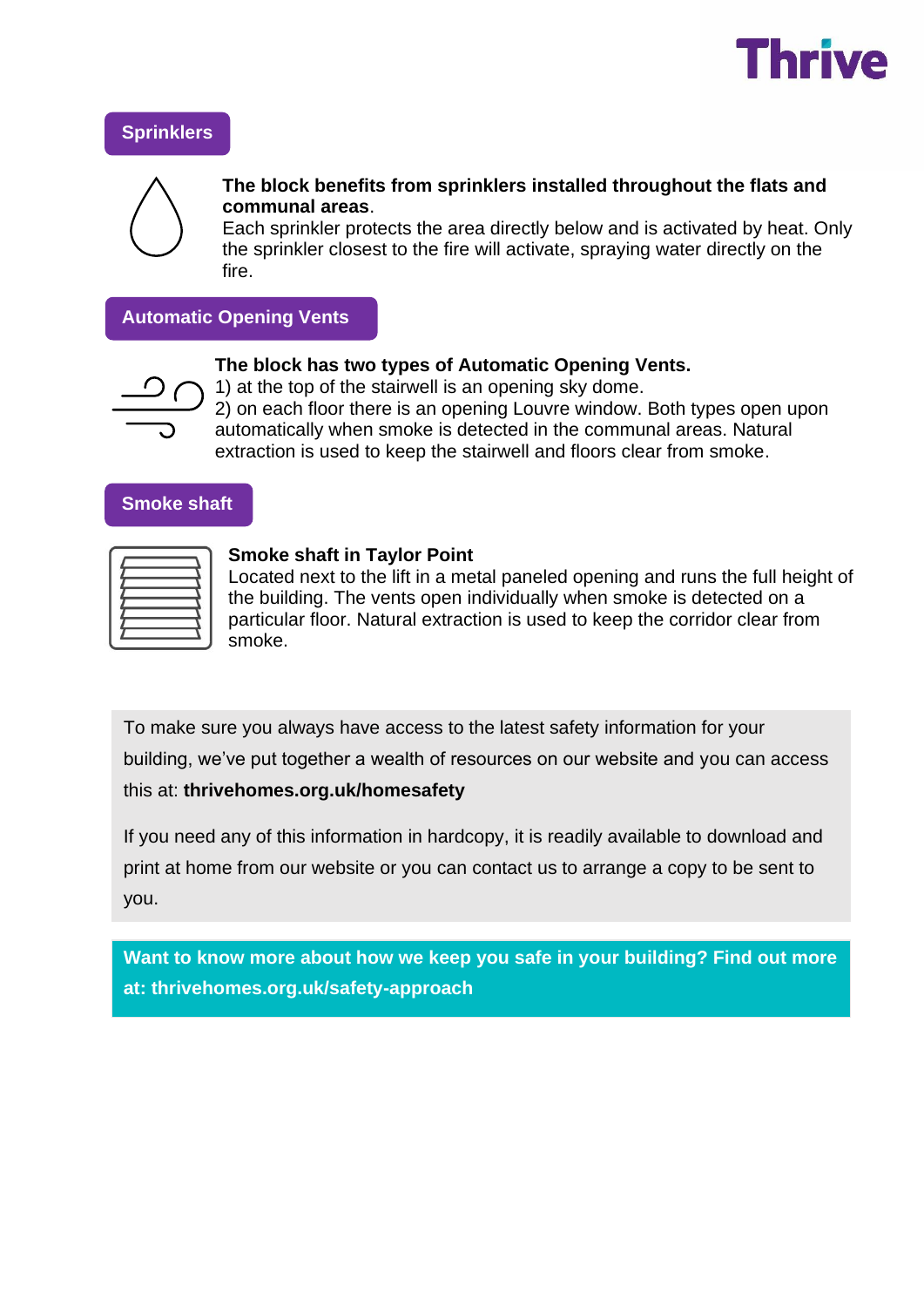## Sprinklers

**The block benefits from sprinklers installed throughout the flats and communal areas**.
Each sprinkler protects the area directly below and is activated by heat. Only the sprinkler closest to the fire will activate, spraying water directly on the fire.

## Automatic Opening Vents

**The block has two types of Automatic Opening Vents.**
1) at the top of the stairwell is an opening sky dome.
2) on each floor there is an opening Louvre window. Both types open upon automatically when smoke is detected in the communal areas. Natural extraction is used to keep the stairwell and floors clear from smoke.

## Smoke shaft

**Smoke shaft in Taylor Point**
Located next to the lift in a metal paneled opening and runs the full height of the building. The vents open individually when smoke is detected on a particular floor. Natural extraction is used to keep the corridor clear from smoke.

To make sure you always have access to the latest safety information for your building, we've put together a wealth of resources on our website and you can access this at: **thrivehomes.org.uk/homesafety**

If you need any of this information in hardcopy, it is readily available to download and print at home from our website or you can contact us to arrange a copy to be sent to you.

**Want to know more about how we keep you safe in your building? Find out more at: thrivehomes.org.uk/safety-approach**